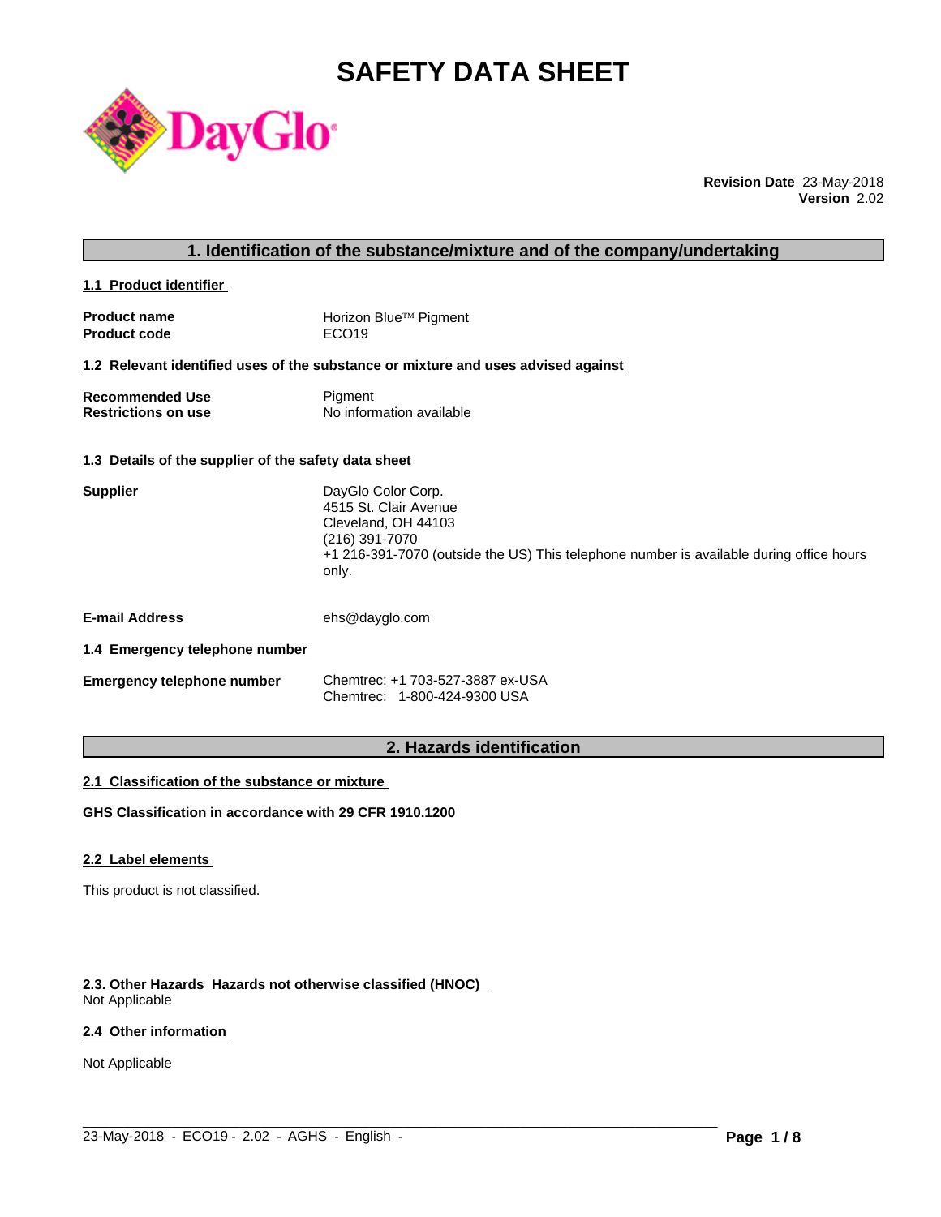# SAFETY DATA SHEET

DayGlo

**Revision Date** 23-May-2018
**Version** 2.02

## 1. Identification of the substance/mixture and of the company/undertaking

### 1.1 Product identifier

**Product name** Horizon Blue™ Pigment
**Product code** ECO19

### 1.2 Relevant identified uses of the substance or mixture and uses advised against

**Recommended Use** Pigment
**Restrictions on use** No information available

### 1.3 Details of the supplier of the safety data sheet

**Supplier**
DayGlo Color Corp.
4515 St. Clair Avenue
Cleveland, OH 44103
(216) 391-7070
+1 216-391-7070 (outside the US) This telephone number is available during office hours only.

**E-mail Address** ehs@dayglo.com

### 1.4 Emergency telephone number

**Emergency telephone number**
Chemtrec: +1 703-527-3887 ex-USA
Chemtrec: 1-800-424-9300 USA

## 2. Hazards identification

### 2.1 Classification of the substance or mixture

**GHS Classification in accordance with 29 CFR 1910.1200**

### 2.2 Label elements

This product is not classified.

### 2.3. Other Hazards Hazards not otherwise classified (HNOC)

Not Applicable

### 2.4 Other information

Not Applicable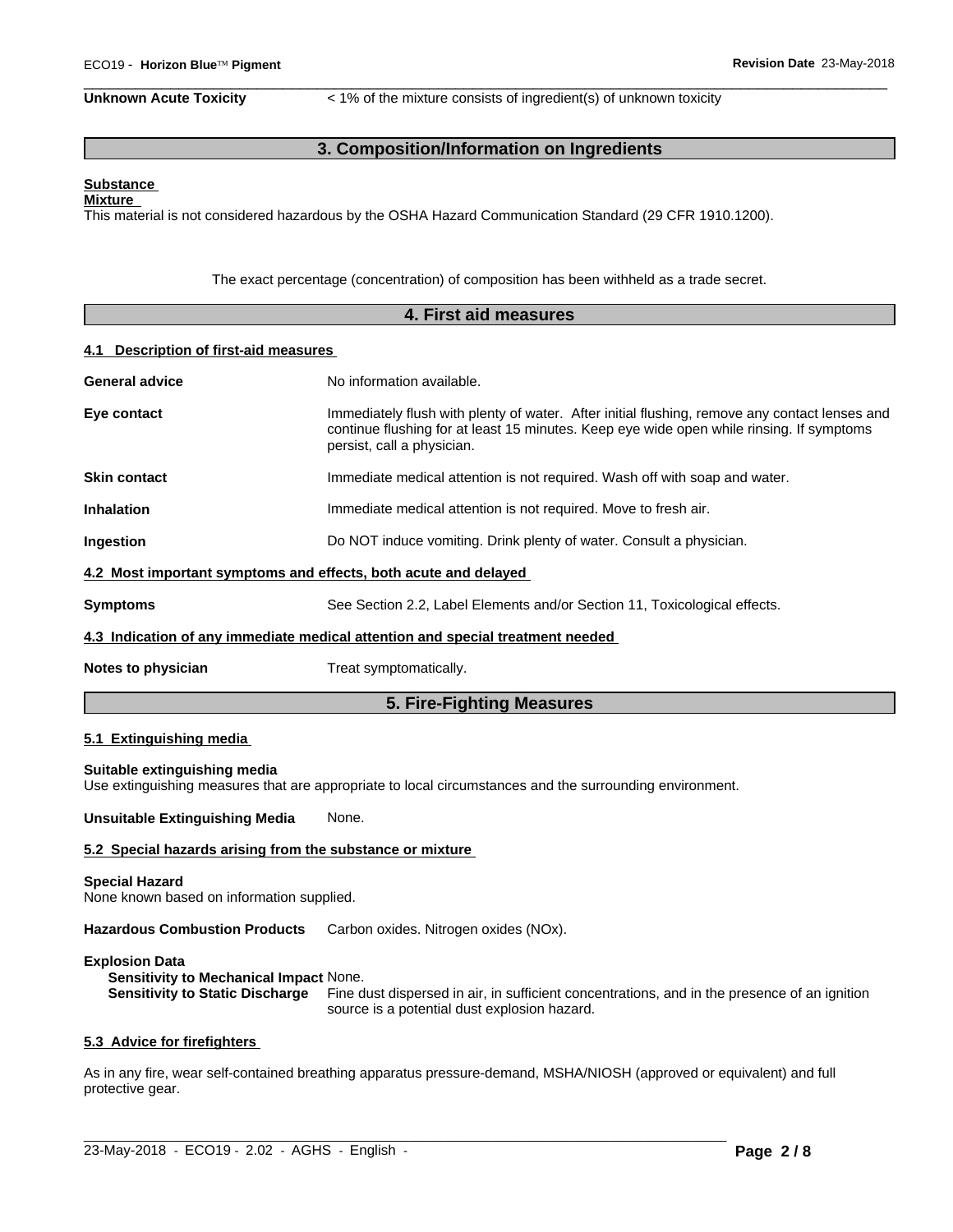**Unknown Acute Toxicity** < 1% of the mixture consists of ingredient(s) of unknown toxicity

## 3. Composition/Information on Ingredients

**Substance**

**Mixture**

This material is not considered hazardous by the OSHA Hazard Communication Standard (29 CFR 1910.1200).

The exact percentage (concentration) of composition has been withheld as a trade secret.

## 4. First aid measures

### 4.1 Description of first-aid measures

**General advice** No information available.

**Eye contact** Immediately flush with plenty of water. After initial flushing, remove any contact lenses and continue flushing for at least 15 minutes. Keep eye wide open while rinsing. If symptoms persist, call a physician.

**Skin contact** Immediate medical attention is not required. Wash off with soap and water.

**Inhalation** Immediate medical attention is not required. Move to fresh air.

**Ingestion** Do NOT induce vomiting. Drink plenty of water. Consult a physician.

### 4.2 Most important symptoms and effects, both acute and delayed

**Symptoms** See Section 2.2, Label Elements and/or Section 11, Toxicological effects.

### 4.3 Indication of any immediate medical attention and special treatment needed

**Notes to physician** Treat symptomatically.

## 5. Fire-Fighting Measures

### 5.1 Extinguishing media

**Suitable extinguishing media**

Use extinguishing measures that are appropriate to local circumstances and the surrounding environment.

**Unsuitable Extinguishing Media** None.

### 5.2 Special hazards arising from the substance or mixture

**Special Hazard**

None known based on information supplied.

**Hazardous Combustion Products** Carbon oxides. Nitrogen oxides (NOx).

**Explosion Data**

**Sensitivity to Mechanical Impact** None.

**Sensitivity to Static Discharge** Fine dust dispersed in air, in sufficient concentrations, and in the presence of an ignition source is a potential dust explosion hazard.

### 5.3 Advice for firefighters

As in any fire, wear self-contained breathing apparatus pressure-demand, MSHA/NIOSH (approved or equivalent) and full protective gear.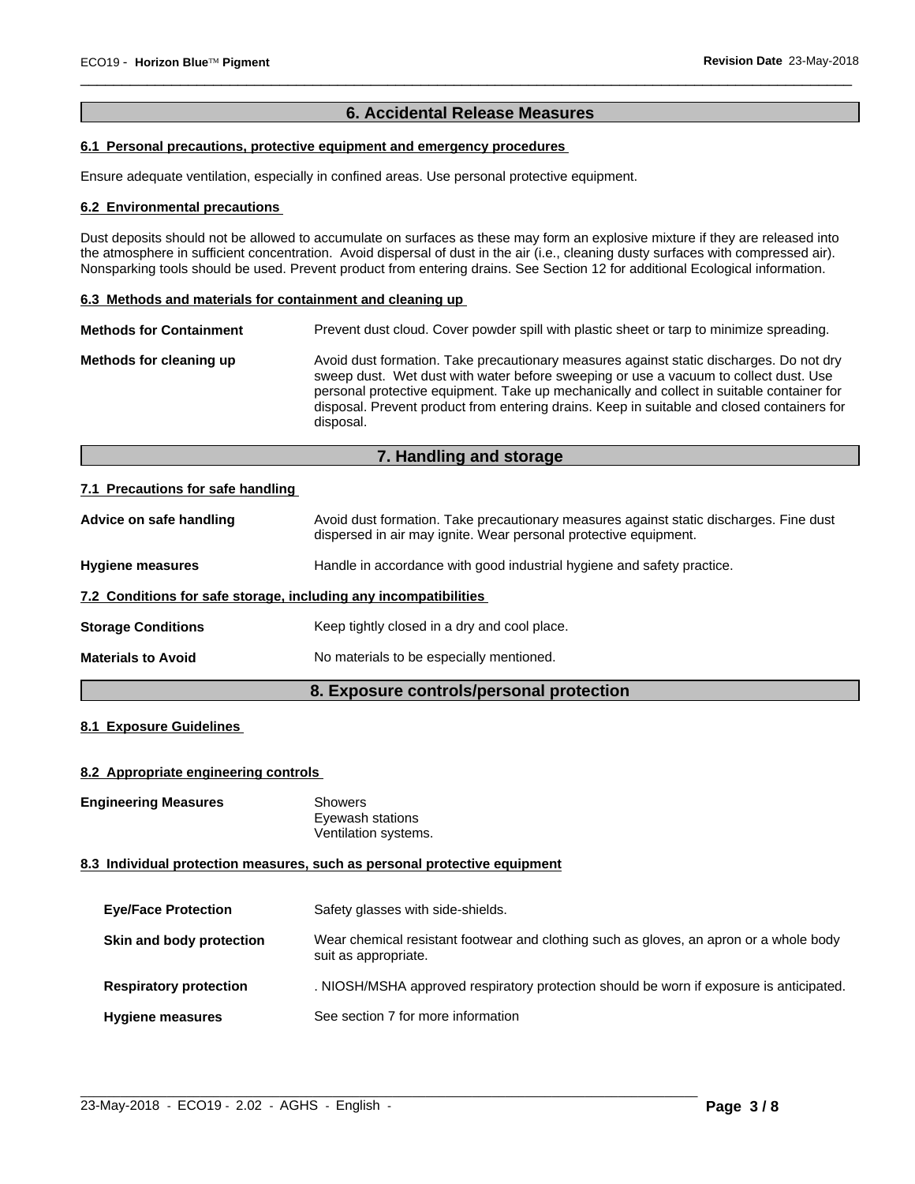## 6. Accidental Release Measures

### 6.1 Personal precautions, protective equipment and emergency procedures

Ensure adequate ventilation, especially in confined areas. Use personal protective equipment.

### 6.2 Environmental precautions

Dust deposits should not be allowed to accumulate on surfaces as these may form an explosive mixture if they are released into the atmosphere in sufficient concentration. Avoid dispersal of dust in the air (i.e., cleaning dusty surfaces with compressed air). Nonsparking tools should be used. Prevent product from entering drains. See Section 12 for additional Ecological information.

### 6.3 Methods and materials for containment and cleaning up

**Methods for Containment** Prevent dust cloud. Cover powder spill with plastic sheet or tarp to minimize spreading.

**Methods for cleaning up** Avoid dust formation. Take precautionary measures against static discharges. Do not dry sweep dust. Wet dust with water before sweeping or use a vacuum to collect dust. Use personal protective equipment. Take up mechanically and collect in suitable container for disposal. Prevent product from entering drains. Keep in suitable and closed containers for disposal.

## 7. Handling and storage

### 7.1 Precautions for safe handling

**Advice on safe handling** Avoid dust formation. Take precautionary measures against static discharges. Fine dust dispersed in air may ignite. Wear personal protective equipment.

**Hygiene measures** Handle in accordance with good industrial hygiene and safety practice.

### 7.2 Conditions for safe storage, including any incompatibilities

**Storage Conditions** Keep tightly closed in a dry and cool place.

**Materials to Avoid** No materials to be especially mentioned.

## 8. Exposure controls/personal protection

### 8.1 Exposure Guidelines

### 8.2 Appropriate engineering controls

**Engineering Measures** Showers
Eyewash stations
Ventilation systems.

### 8.3 Individual protection measures, such as personal protective equipment

**Eye/Face Protection** Safety glasses with side-shields.

**Skin and body protection** Wear chemical resistant footwear and clothing such as gloves, an apron or a whole body suit as appropriate.

**Respiratory protection** . NIOSH/MSHA approved respiratory protection should be worn if exposure is anticipated.

**Hygiene measures** See section 7 for more information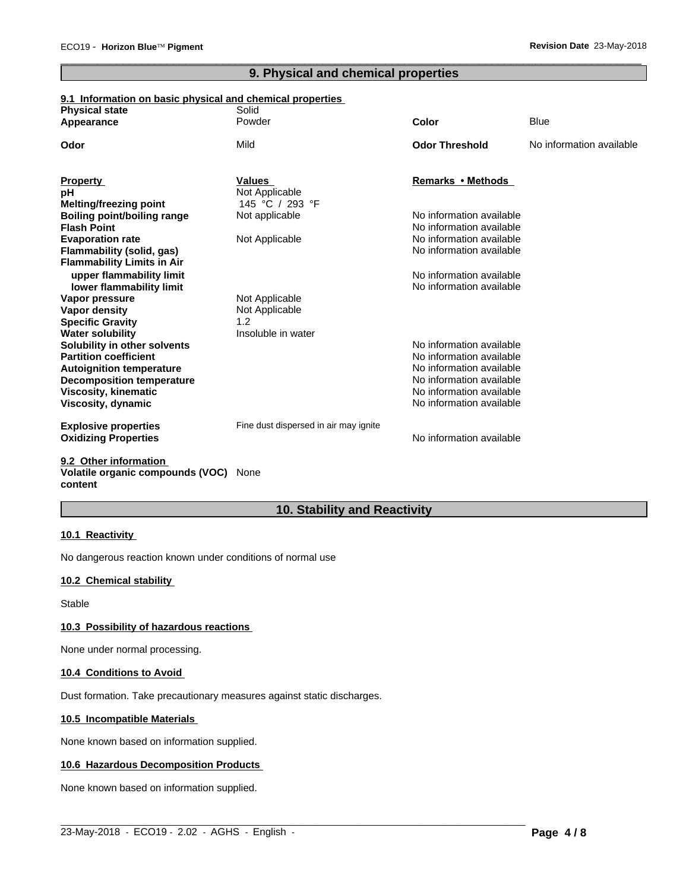## 9. Physical and chemical properties

### 9.1 Information on basic physical and chemical properties

| | | | |
|---|---|---|---|
| **Physical state** | Solid | | |
| **Appearance** | Powder | **Color** | Blue |
| **Odor** | Mild | **Odor Threshold** | No information available |

| **Property** | **Values** | **Remarks • Methods** |
|---|---|---|
| **pH** | Not Applicable | |
| **Melting/freezing point** | 145 °C / 293 °F | |
| **Boiling point/boiling range** | Not applicable | No information available |
| **Flash Point** | | No information available |
| **Evaporation rate** | Not Applicable | No information available |
| **Flammability (solid, gas)** | | No information available |
| **Flammability Limits in Air** | | |
| **upper flammability limit** | | No information available |
| **lower flammability limit** | | No information available |
| **Vapor pressure** | Not Applicable | |
| **Vapor density** | Not Applicable | |
| **Specific Gravity** | 1.2 | |
| **Water solubility** | Insoluble in water | |
| **Solubility in other solvents** | | No information available |
| **Partition coefficient** | | No information available |
| **Autoignition temperature** | | No information available |
| **Decomposition temperature** | | No information available |
| **Viscosity, kinematic** | | No information available |
| **Viscosity, dynamic** | | No information available |
| **Explosive properties** | Fine dust dispersed in air may ignite | |
| **Oxidizing Properties** | | No information available |

### 9.2 Other information

**Volatile organic compounds (VOC) content** None

## 10. Stability and Reactivity

### 10.1 Reactivity

No dangerous reaction known under conditions of normal use

### 10.2 Chemical stability

Stable

### 10.3 Possibility of hazardous reactions

None under normal processing.

### 10.4 Conditions to Avoid

Dust formation. Take precautionary measures against static discharges.

### 10.5 Incompatible Materials

None known based on information supplied.

### 10.6 Hazardous Decomposition Products

None known based on information supplied.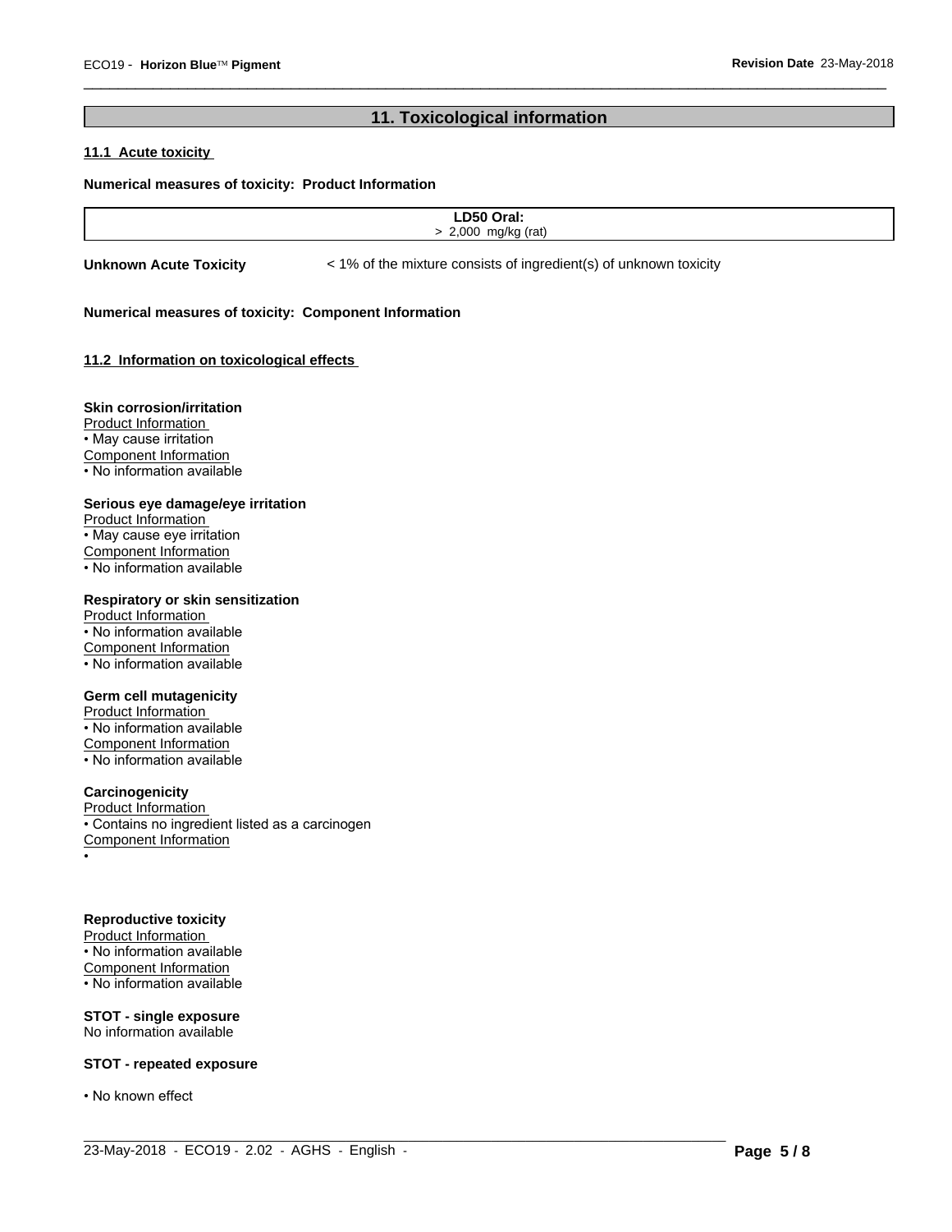## 11. Toxicological information

### 11.1 Acute toxicity

**Numerical measures of toxicity: Product Information**

| LD50 Oral: |
|---|
| > 2,000 mg/kg (rat) |

**Unknown Acute Toxicity** < 1% of the mixture consists of ingredient(s) of unknown toxicity

**Numerical measures of toxicity: Component Information**

### 11.2 Information on toxicological effects

**Skin corrosion/irritation**

Product Information

• May cause irritation

Component Information

• No information available

**Serious eye damage/eye irritation**

Product Information

• May cause eye irritation

Component Information

• No information available

**Respiratory or skin sensitization**

Product Information

• No information available

Component Information

• No information available

**Germ cell mutagenicity**

Product Information

• No information available

Component Information

• No information available

**Carcinogenicity**

Product Information

• Contains no ingredient listed as a carcinogen

Component Information

•

**Reproductive toxicity**

Product Information

• No information available

Component Information

• No information available

**STOT - single exposure**

No information available

**STOT - repeated exposure**

• No known effect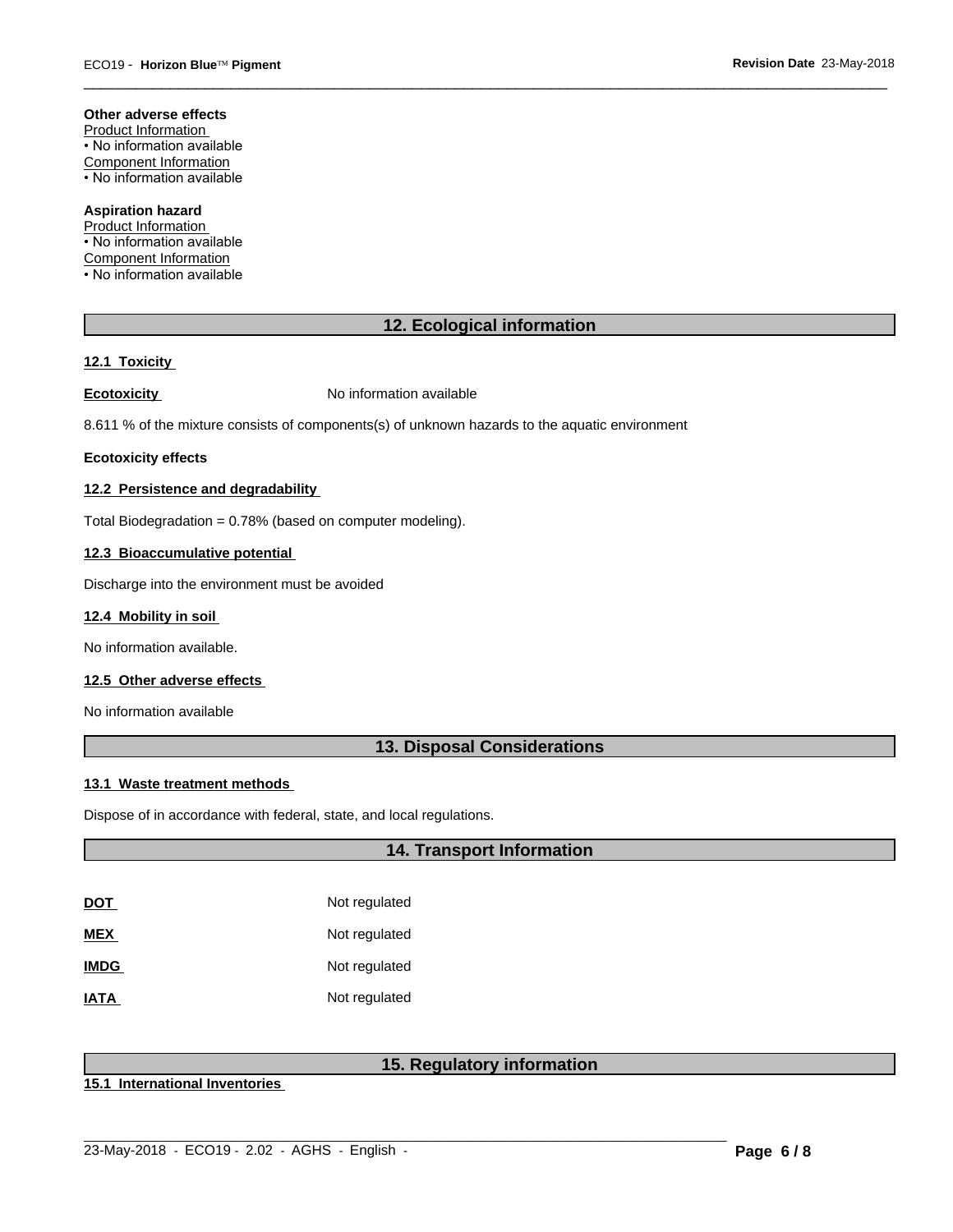**Other adverse effects**

Product Information

• No information available

Component Information

• No information available

**Aspiration hazard**

Product Information

• No information available

Component Information

• No information available

## 12. Ecological information

**12.1 Toxicity**

**Ecotoxicity** No information available

8.611 % of the mixture consists of components(s) of unknown hazards to the aquatic environment

**Ecotoxicity effects**

**12.2 Persistence and degradability**

Total Biodegradation = 0.78% (based on computer modeling).

**12.3 Bioaccumulative potential**

Discharge into the environment must be avoided

**12.4 Mobility in soil**

No information available.

**12.5 Other adverse effects**

No information available

## 13. Disposal Considerations

**13.1 Waste treatment methods**

Dispose of in accordance with federal, state, and local regulations.

## 14. Transport Information

| | |
|---|---|
| **DOT** | Not regulated |
| **MEX** | Not regulated |
| **IMDG** | Not regulated |
| **IATA** | Not regulated |

## 15. Regulatory information

**15.1 International Inventories**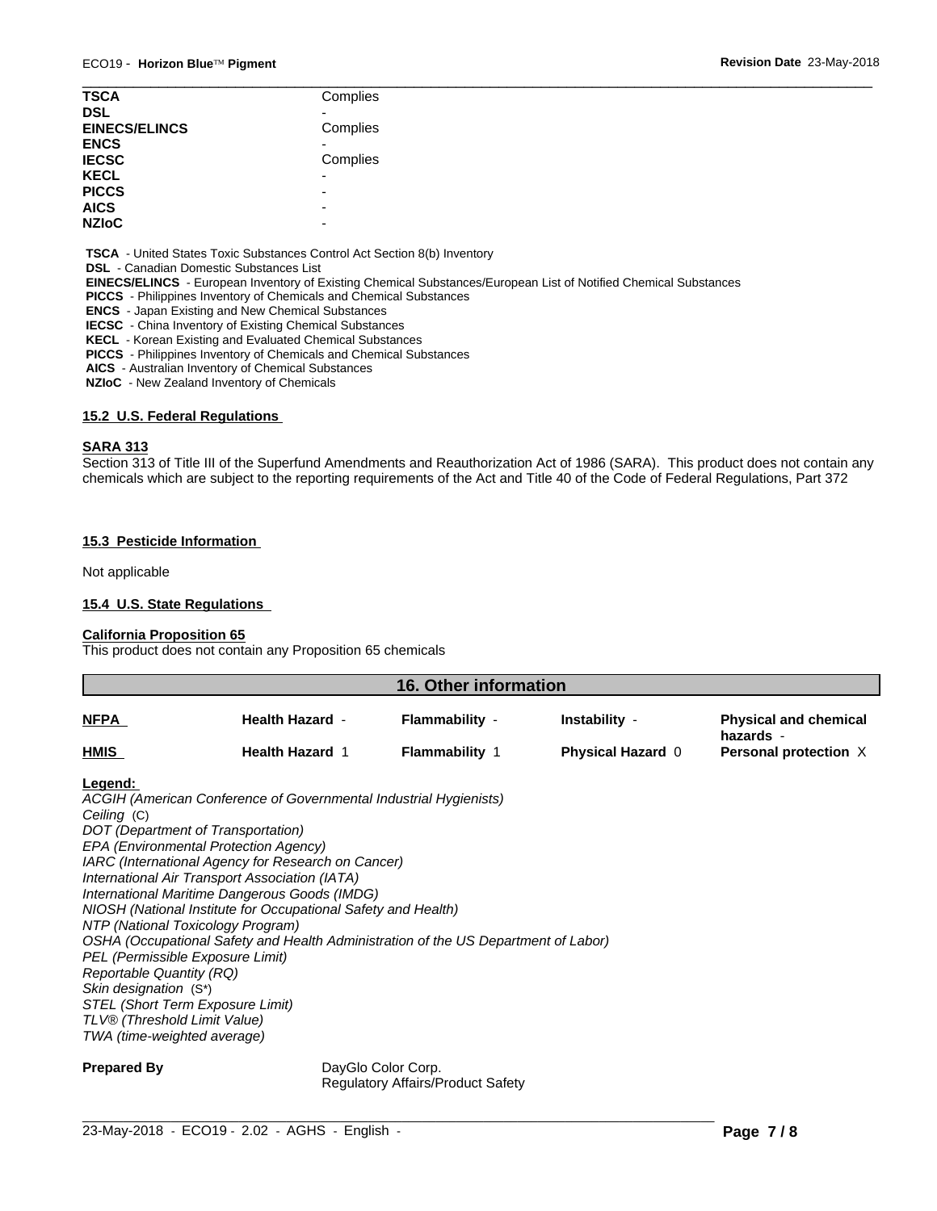| | |
|---|---|
| **TSCA** | Complies |
| **DSL** | - |
| **EINECS/ELINCS** | Complies |
| **ENCS** | - |
| **IECSC** | Complies |
| **KECL** | - |
| **PICCS** | - |
| **AICS** | - |
| **NZIoC** | - |

**TSCA** - United States Toxic Substances Control Act Section 8(b) Inventory
**DSL** - Canadian Domestic Substances List
**EINECS/ELINCS** - European Inventory of Existing Chemical Substances/European List of Notified Chemical Substances
**PICCS** - Philippines Inventory of Chemicals and Chemical Substances
**ENCS** - Japan Existing and New Chemical Substances
**IECSC** - China Inventory of Existing Chemical Substances
**KECL** - Korean Existing and Evaluated Chemical Substances
**PICCS** - Philippines Inventory of Chemicals and Chemical Substances
**AICS** - Australian Inventory of Chemical Substances
**NZIoC** - New Zealand Inventory of Chemicals

### 15.2 U.S. Federal Regulations

**SARA 313**

Section 313 of Title III of the Superfund Amendments and Reauthorization Act of 1986 (SARA). This product does not contain any chemicals which are subject to the reporting requirements of the Act and Title 40 of the Code of Federal Regulations, Part 372

### 15.3 Pesticide Information

Not applicable

### 15.4 U.S. State Regulations

**California Proposition 65**

This product does not contain any Proposition 65 chemicals

## 16. Other information

| | | | | |
|---|---|---|---|---|
| **NFPA** | **Health Hazard** - | **Flammability** - | **Instability** - | **Physical and chemical hazards** - |
| **HMIS** | **Health Hazard** 1 | **Flammability** 1 | **Physical Hazard** 0 | **Personal protection** X |

**Legend:**

*ACGIH (American Conference of Governmental Industrial Hygienists)*
*Ceiling* (C)
*DOT (Department of Transportation)*
*EPA (Environmental Protection Agency)*
*IARC (International Agency for Research on Cancer)*
*International Air Transport Association (IATA)*
*International Maritime Dangerous Goods (IMDG)*
*NIOSH (National Institute for Occupational Safety and Health)*
*NTP (National Toxicology Program)*
*OSHA (Occupational Safety and Health Administration of the US Department of Labor)*
*PEL (Permissible Exposure Limit)*
*Reportable Quantity (RQ)*
*Skin designation* (S*)
*STEL (Short Term Exposure Limit)*
*TLV® (Threshold Limit Value)*
*TWA (time-weighted average)*

**Prepared By** DayGlo Color Corp.
Regulatory Affairs/Product Safety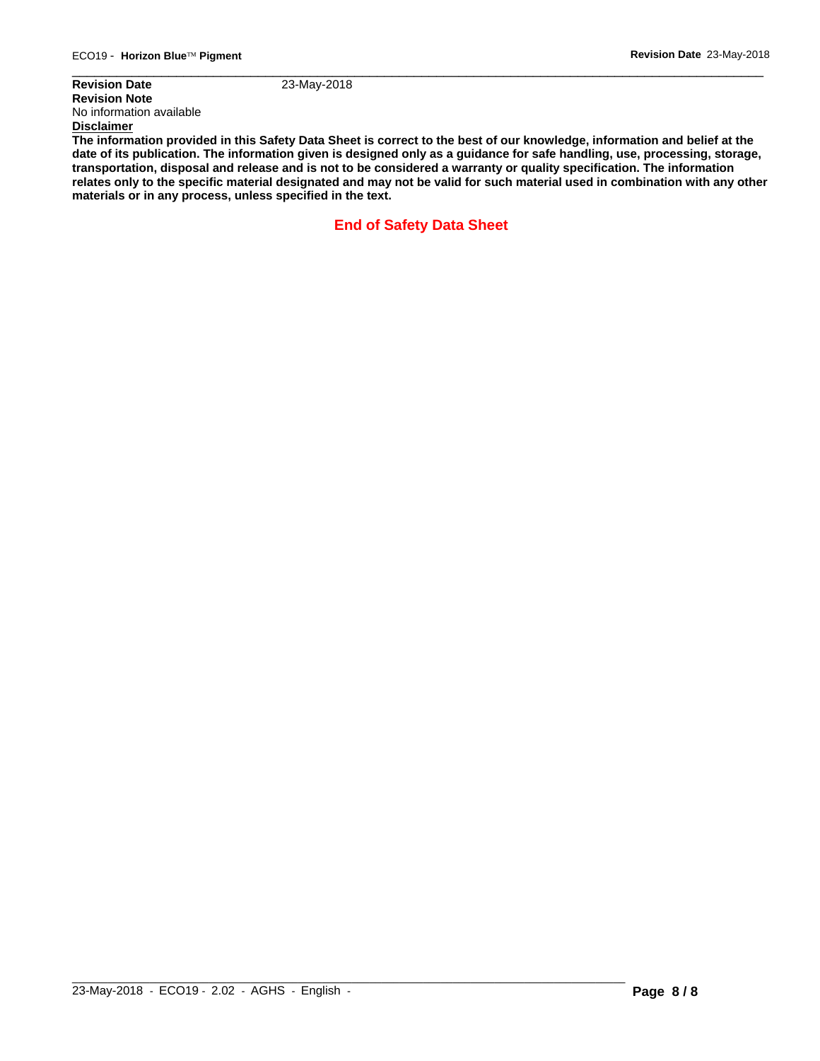**Revision Date** 23-May-2018

**Revision Note**

No information available

**Disclaimer**

**The information provided in this Safety Data Sheet is correct to the best of our knowledge, information and belief at the date of its publication. The information given is designed only as a guidance for safe handling, use, processing, storage, transportation, disposal and release and is not to be considered a warranty or quality specification. The information relates only to the specific material designated and may not be valid for such material used in combination with any other materials or in any process, unless specified in the text.**

**End of Safety Data Sheet**